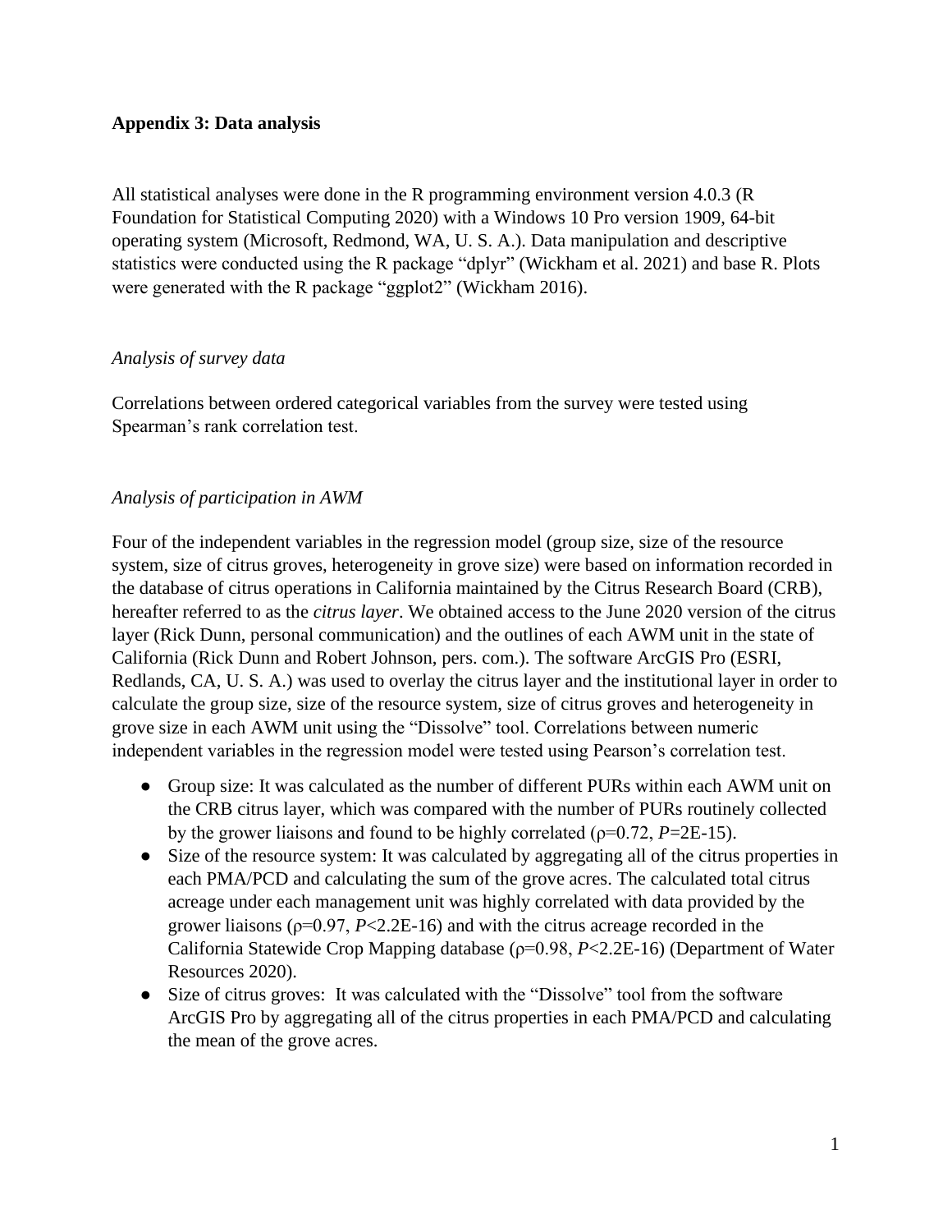**Appendix 3: Data analysis**

All statistical analyses were done in the R programming environment version 4.0.3 (R Foundation for Statistical Computing 2020) with a Windows 10 Pro version 1909, 64-bit operating system (Microsoft, Redmond, WA, U. S. A.). Data manipulation and descriptive statistics were conducted using the R package "dplyr" (Wickham et al. 2021) and base R. Plots were generated with the R package "ggplot2" (Wickham 2016).

*Analysis of survey data*

Correlations between ordered categorical variables from the survey were tested using Spearman's rank correlation test.

*Analysis of participation in AWM*

Four of the independent variables in the regression model (group size, size of the resource system, size of citrus groves, heterogeneity in grove size) were based on information recorded in the database of citrus operations in California maintained by the Citrus Research Board (CRB), hereafter referred to as the *citrus layer*. We obtained access to the June 2020 version of the citrus layer (Rick Dunn, personal communication) and the outlines of each AWM unit in the state of California (Rick Dunn and Robert Johnson, pers. com.). The software ArcGIS Pro (ESRI, Redlands, CA, U. S. A.) was used to overlay the citrus layer and the institutional layer in order to calculate the group size, size of the resource system, size of citrus groves and heterogeneity in grove size in each AWM unit using the "Dissolve" tool. Correlations between numeric independent variables in the regression model were tested using Pearson's correlation test.

- Group size: It was calculated as the number of different PURs within each AWM unit on the CRB citrus layer, which was compared with the number of PURs routinely collected by the grower liaisons and found to be highly correlated ($\rho$=0.72, $P$=2E-15).
- Size of the resource system: It was calculated by aggregating all of the citrus properties in each PMA/PCD and calculating the sum of the grove acres. The calculated total citrus acreage under each management unit was highly correlated with data provided by the grower liaisons ($\rho$=0.97, $P$<2.2E-16) and with the citrus acreage recorded in the California Statewide Crop Mapping database ($\rho$=0.98, $P$<2.2E-16) (Department of Water Resources 2020).
- Size of citrus groves: It was calculated with the "Dissolve" tool from the software ArcGIS Pro by aggregating all of the citrus properties in each PMA/PCD and calculating the mean of the grove acres.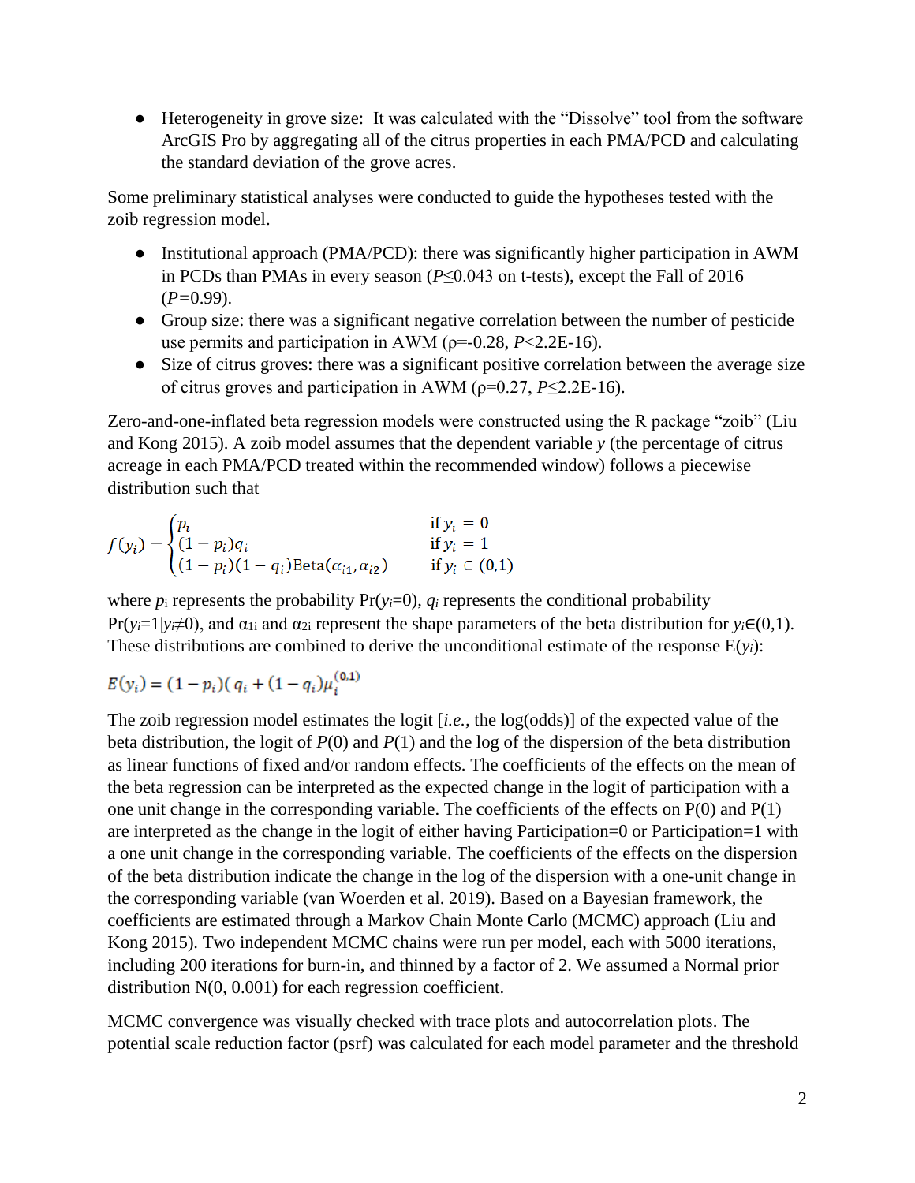- Heterogeneity in grove size: It was calculated with the "Dissolve" tool from the software ArcGIS Pro by aggregating all of the citrus properties in each PMA/PCD and calculating the standard deviation of the grove acres.

Some preliminary statistical analyses were conducted to guide the hypotheses tested with the zoib regression model.

- Institutional approach (PMA/PCD): there was significantly higher participation in AWM in PCDs than PMAs in every season ($P \leq 0.043$ on t-tests), except the Fall of 2016 ($P = 0.99$).
- Group size: there was a significant negative correlation between the number of pesticide use permits and participation in AWM ($\rho = -0.28$, $P < 2.2\text{E-}16$).
- Size of citrus groves: there was a significant positive correlation between the average size of citrus groves and participation in AWM ($\rho = 0.27$, $P \leq 2.2\text{E-}16$).

Zero-and-one-inflated beta regression models were constructed using the R package "zoib" (Liu and Kong 2015). A zoib model assumes that the dependent variable *y* (the percentage of citrus acreage in each PMA/PCD treated within the recommended window) follows a piecewise distribution such that

$$f(y_i) = \begin{cases} p_i & \text{if } y_i = 0 \\ (1 - p_i)q_i & \text{if } y_i = 1 \\ (1 - p_i)(1 - q_i)\text{Beta}(\alpha_{i1}, \alpha_{i2}) & \text{if } y_i \in (0,1) \end{cases}$$

where $p_i$ represents the probability $\Pr(y_i=0)$, $q_i$ represents the conditional probability $\Pr(y_i=1|y_i \neq 0)$, and $\alpha_{1i}$ and $\alpha_{2i}$ represent the shape parameters of the beta distribution for $y_i \in (0,1)$. These distributions are combined to derive the unconditional estimate of the response $E(y_i)$:

$$E(y_i) = (1 - p_i)(q_i + (1 - q_i)\mu_i^{(0,1)}$$

The zoib regression model estimates the logit [*i.e.*, the log(odds)] of the expected value of the beta distribution, the logit of $P(0)$ and $P(1)$ and the log of the dispersion of the beta distribution as linear functions of fixed and/or random effects. The coefficients of the effects on the mean of the beta regression can be interpreted as the expected change in the logit of participation with a one unit change in the corresponding variable. The coefficients of the effects on P(0) and P(1) are interpreted as the change in the logit of either having Participation=0 or Participation=1 with a one unit change in the corresponding variable. The coefficients of the effects on the dispersion of the beta distribution indicate the change in the log of the dispersion with a one-unit change in the corresponding variable (van Woerden et al. 2019). Based on a Bayesian framework, the coefficients are estimated through a Markov Chain Monte Carlo (MCMC) approach (Liu and Kong 2015). Two independent MCMC chains were run per model, each with 5000 iterations, including 200 iterations for burn-in, and thinned by a factor of 2. We assumed a Normal prior distribution N(0, 0.001) for each regression coefficient.

MCMC convergence was visually checked with trace plots and autocorrelation plots. The potential scale reduction factor (psrf) was calculated for each model parameter and the threshold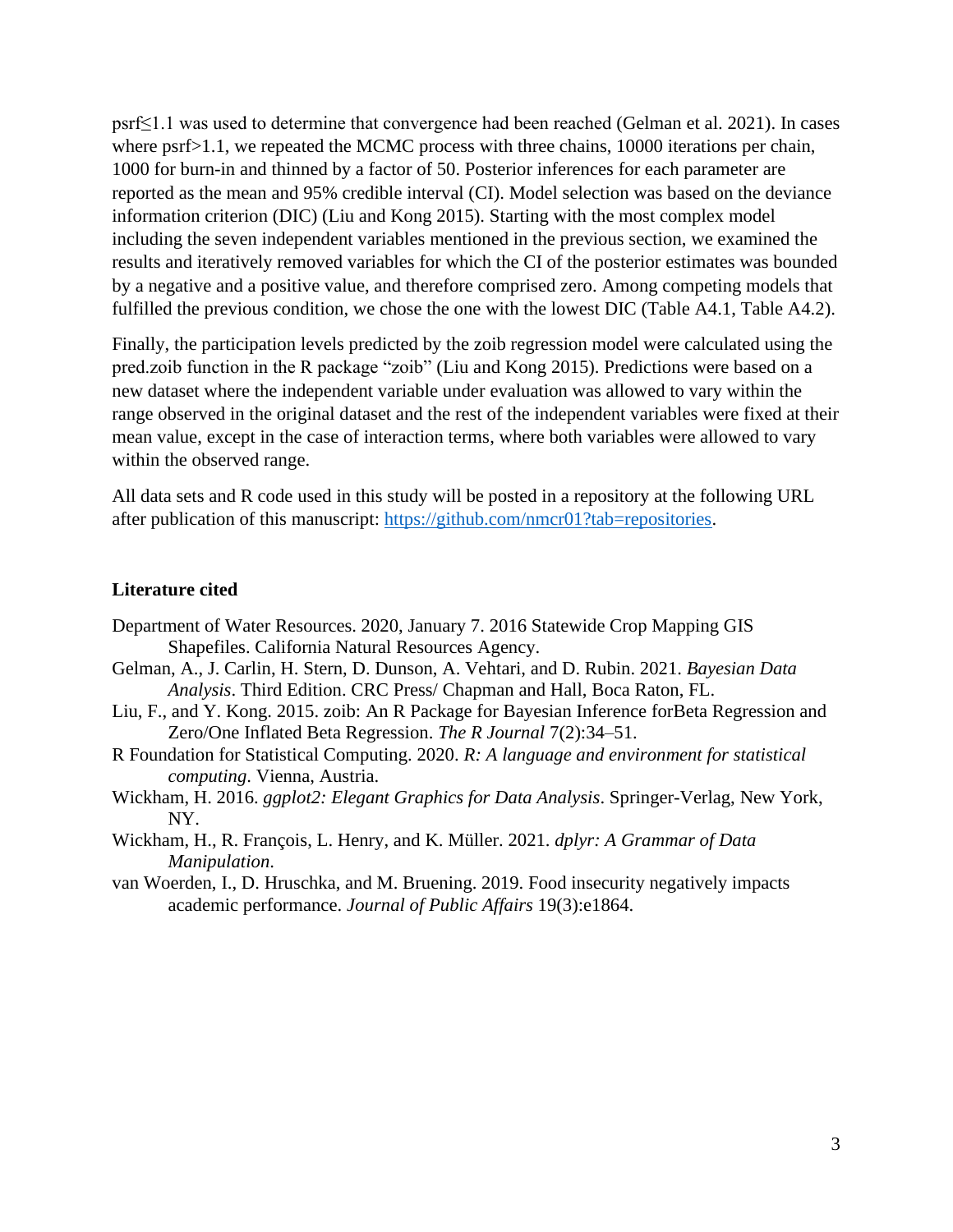psrf≤1.1 was used to determine that convergence had been reached (Gelman et al. 2021). In cases where psrf>1.1, we repeated the MCMC process with three chains, 10000 iterations per chain, 1000 for burn-in and thinned by a factor of 50. Posterior inferences for each parameter are reported as the mean and 95% credible interval (CI). Model selection was based on the deviance information criterion (DIC) (Liu and Kong 2015). Starting with the most complex model including the seven independent variables mentioned in the previous section, we examined the results and iteratively removed variables for which the CI of the posterior estimates was bounded by a negative and a positive value, and therefore comprised zero. Among competing models that fulfilled the previous condition, we chose the one with the lowest DIC (Table A4.1, Table A4.2).

Finally, the participation levels predicted by the zoib regression model were calculated using the pred.zoib function in the R package "zoib" (Liu and Kong 2015). Predictions were based on a new dataset where the independent variable under evaluation was allowed to vary within the range observed in the original dataset and the rest of the independent variables were fixed at their mean value, except in the case of interaction terms, where both variables were allowed to vary within the observed range.

All data sets and R code used in this study will be posted in a repository at the following URL after publication of this manuscript: https://github.com/nmcr01?tab=repositories.

## Literature cited

Department of Water Resources. 2020, January 7. 2016 Statewide Crop Mapping GIS Shapefiles. California Natural Resources Agency.

Gelman, A., J. Carlin, H. Stern, D. Dunson, A. Vehtari, and D. Rubin. 2021. *Bayesian Data Analysis*. Third Edition. CRC Press/ Chapman and Hall, Boca Raton, FL.

Liu, F., and Y. Kong. 2015. zoib: An R Package for Bayesian Inference forBeta Regression and Zero/One Inflated Beta Regression. *The R Journal* 7(2):34–51.

R Foundation for Statistical Computing. 2020. *R: A language and environment for statistical computing*. Vienna, Austria.

Wickham, H. 2016. *ggplot2: Elegant Graphics for Data Analysis*. Springer-Verlag, New York, NY.

Wickham, H., R. François, L. Henry, and K. Müller. 2021. *dplyr: A Grammar of Data Manipulation*.

van Woerden, I., D. Hruschka, and M. Bruening. 2019. Food insecurity negatively impacts academic performance. *Journal of Public Affairs* 19(3):e1864.